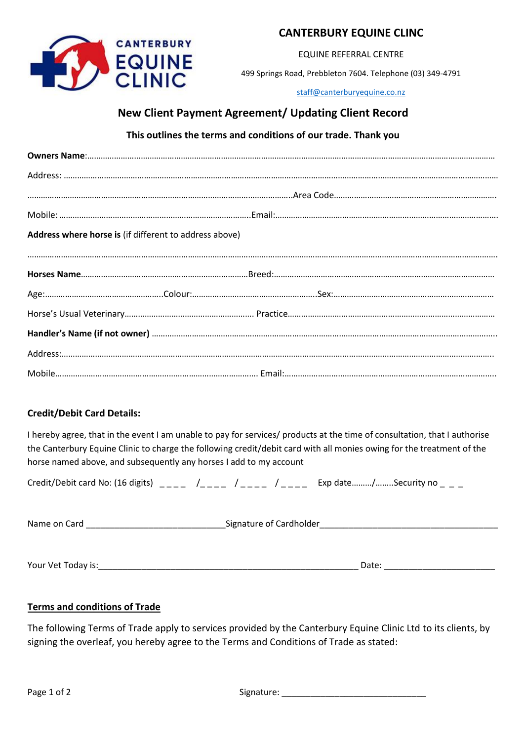# CANTERBURY EQUINE CLINC

EQUINE REFERRAL CENTRE

499 Springs Road, Prebbleton 7604. Telephone (03) 349-4791

staff@canterburyequine.co.nz

## New Client Payment Agreement/ Updating Client Record

**This outlines the terms and conditions of our trade. Thank you**

**Owners Name**:……………………………………………………………………………………………………………………………………

Address: ……………………………………………………………………………………………………………………………………………

……………………………………………………………………………………………Area Code……………………………………………………

Mobile: ……………………………………………………………….Email:……………………………………………………………………

**Address where horse is** (if different to address above)

……………………………………………………………………………………………………………………………………………………………

**Horses Name**……………………………………………………………Breed:………………………………………………………………………

Age:………………………………………Colour:…………………………………………..Sex:………………………………………………………

Horse's Usual Veterinary………………………………………………. Practice………………………………………………………………………

**Handler's Name (if not owner)** ………………………………………………………………………………………………………………..

Address:………………………………………………………………………………………………………………………………………………..

Mobile……………………………………………………………………………. Email:…………………………………………………………………

### Credit/Debit Card Details:

I hereby agree, that in the event I am unable to pay for services/ products at the time of consultation, that I authorise the Canterbury Equine Clinic to charge the following credit/debit card with all monies owing for the treatment of the horse named above, and subsequently any horses I add to my account

Credit/Debit card No: (16 digits) _ _ _ _ /_ _ _ _ /_ _ _ _ /_ _ _ _ Exp date………/……..Security no _ _ _

Name on Card ______________________________ Signature of Cardholder______________________________________

Your Vet Today is:________________________________________________________ Date: _______________________

### Terms and conditions of Trade

The following Terms of Trade apply to services provided by the Canterbury Equine Clinic Ltd to its clients, by signing the overleaf, you hereby agree to the Terms and Conditions of Trade as stated:

Signature: ______________________________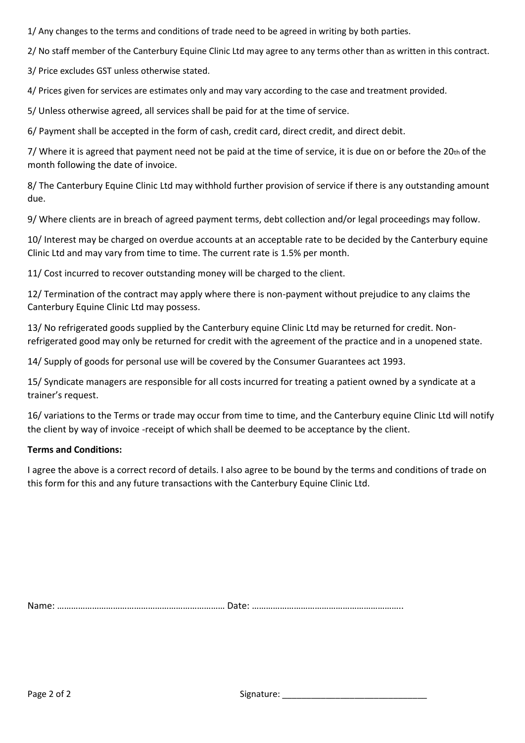1/ Any changes to the terms and conditions of trade need to be agreed in writing by both parties.

2/ No staff member of the Canterbury Equine Clinic Ltd may agree to any terms other than as written in this contract.

3/ Price excludes GST unless otherwise stated.

4/ Prices given for services are estimates only and may vary according to the case and treatment provided.

5/ Unless otherwise agreed, all services shall be paid for at the time of service.

6/ Payment shall be accepted in the form of cash, credit card, direct credit, and direct debit.

7/ Where it is agreed that payment need not be paid at the time of service, it is due on or before the 20th of the month following the date of invoice.

8/ The Canterbury Equine Clinic Ltd may withhold further provision of service if there is any outstanding amount due.

9/ Where clients are in breach of agreed payment terms, debt collection and/or legal proceedings may follow.

10/ Interest may be charged on overdue accounts at an acceptable rate to be decided by the Canterbury equine Clinic Ltd and may vary from time to time. The current rate is 1.5% per month.

11/ Cost incurred to recover outstanding money will be charged to the client.

12/ Termination of the contract may apply where there is non-payment without prejudice to any claims the Canterbury Equine Clinic Ltd may possess.

13/ No refrigerated goods supplied by the Canterbury equine Clinic Ltd may be returned for credit. Non-refrigerated good may only be returned for credit with the agreement of the practice and in a unopened state.

14/ Supply of goods for personal use will be covered by the Consumer Guarantees act 1993.

15/ Syndicate managers are responsible for all costs incurred for treating a patient owned by a syndicate at a trainer's request.

16/ variations to the Terms or trade may occur from time to time, and the Canterbury equine Clinic Ltd will notify the client by way of invoice -receipt of which shall be deemed to be acceptance by the client.

**Terms and Conditions:**

I agree the above is a correct record of details. I also agree to be bound by the terms and conditions of trade on this form for this and any future transactions with the Canterbury Equine Clinic Ltd.

Name: ……………………………………………………………… Date: ………………………………………………………..

Signature: ______________________________